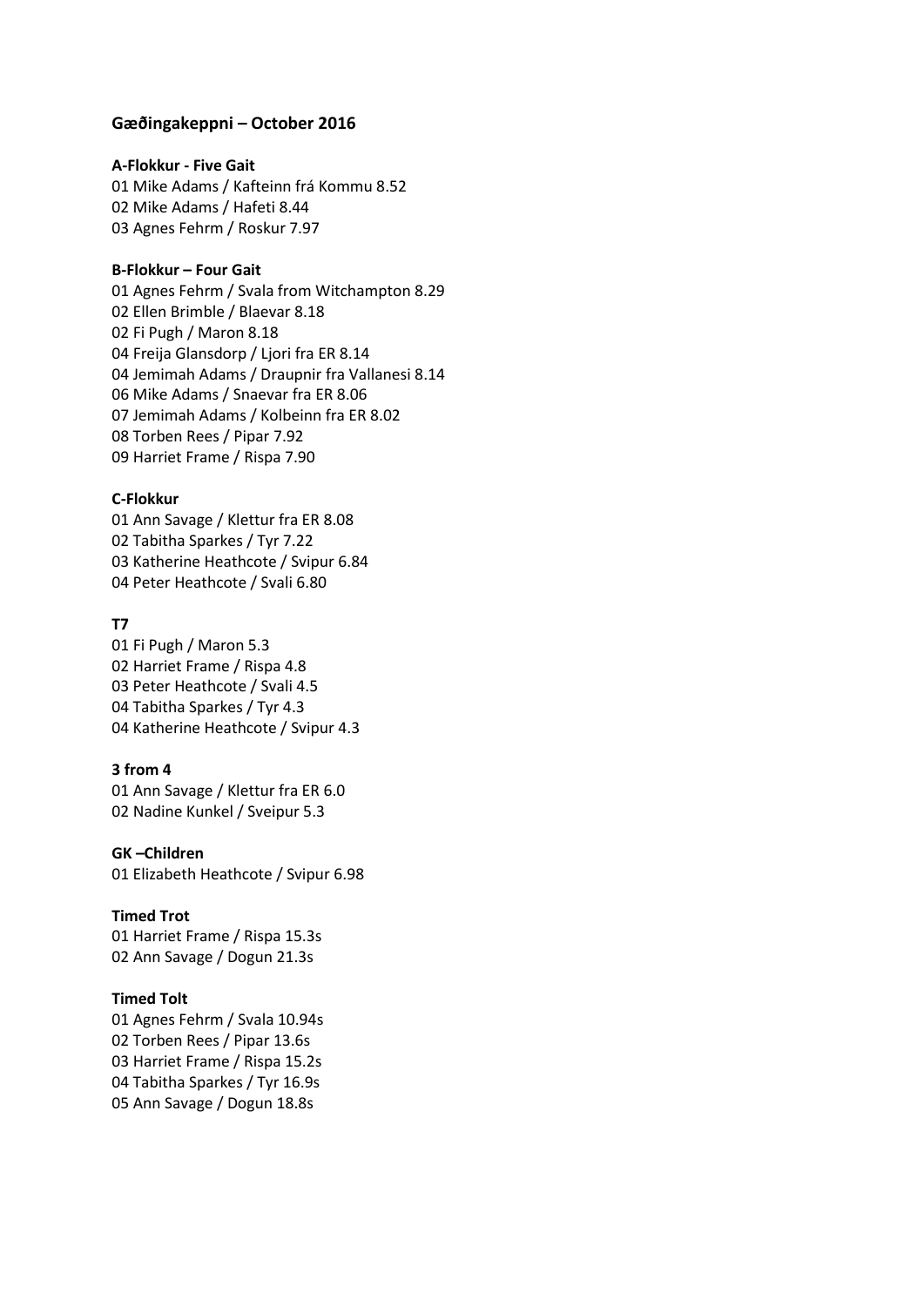## Gæðingakeppni – October 2016

**A-Flokkur - Five Gait**

01 Mike Adams / Kafteinn frá Kommu 8.52
02 Mike Adams / Hafeti 8.44
03 Agnes Fehrm / Roskur 7.97

**B-Flokkur – Four Gait**

01 Agnes Fehrm / Svala from Witchampton 8.29
02 Ellen Brimble / Blaevar 8.18
02 Fi Pugh / Maron 8.18
04 Freija Glansdorp / Ljori fra ER 8.14
04 Jemimah Adams / Draupnir fra Vallanesi 8.14
06 Mike Adams / Snaevar fra ER 8.06
07 Jemimah Adams / Kolbeinn fra ER 8.02
08 Torben Rees / Pipar 7.92
09 Harriet Frame / Rispa 7.90

**C-Flokkur**

01 Ann Savage / Klettur fra ER 8.08
02 Tabitha Sparkes / Tyr 7.22
03 Katherine Heathcote / Svipur 6.84
04 Peter Heathcote / Svali 6.80

**T7**

01 Fi Pugh / Maron 5.3
02 Harriet Frame / Rispa 4.8
03 Peter Heathcote / Svali 4.5
04 Tabitha Sparkes / Tyr 4.3
04 Katherine Heathcote / Svipur 4.3

**3 from 4**

01 Ann Savage / Klettur fra ER 6.0
02 Nadine Kunkel / Sveipur 5.3

**GK –Children**

01 Elizabeth Heathcote / Svipur 6.98

**Timed Trot**

01 Harriet Frame / Rispa 15.3s
02 Ann Savage / Dogun 21.3s

**Timed Tolt**

01 Agnes Fehrm / Svala 10.94s
02 Torben Rees / Pipar 13.6s
03 Harriet Frame / Rispa 15.2s
04 Tabitha Sparkes / Tyr 16.9s
05 Ann Savage / Dogun 18.8s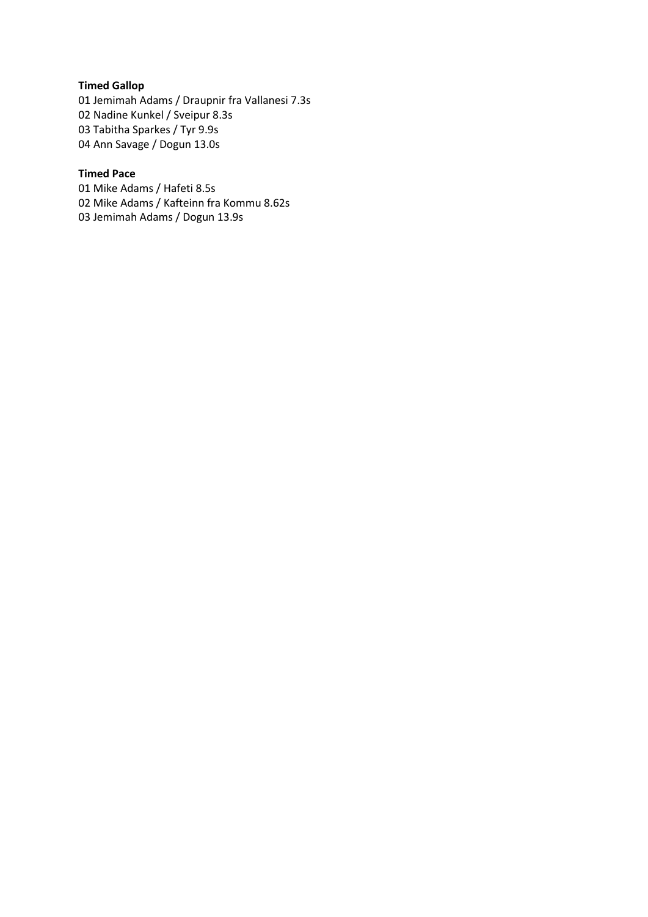**Timed Gallop**

01 Jemimah Adams / Draupnir fra Vallanesi 7.3s
02 Nadine Kunkel / Sveipur 8.3s
03 Tabitha Sparkes / Tyr 9.9s
04 Ann Savage / Dogun 13.0s

**Timed Pace**

01 Mike Adams / Hafeti 8.5s
02 Mike Adams / Kafteinn fra Kommu 8.62s
03 Jemimah Adams / Dogun 13.9s